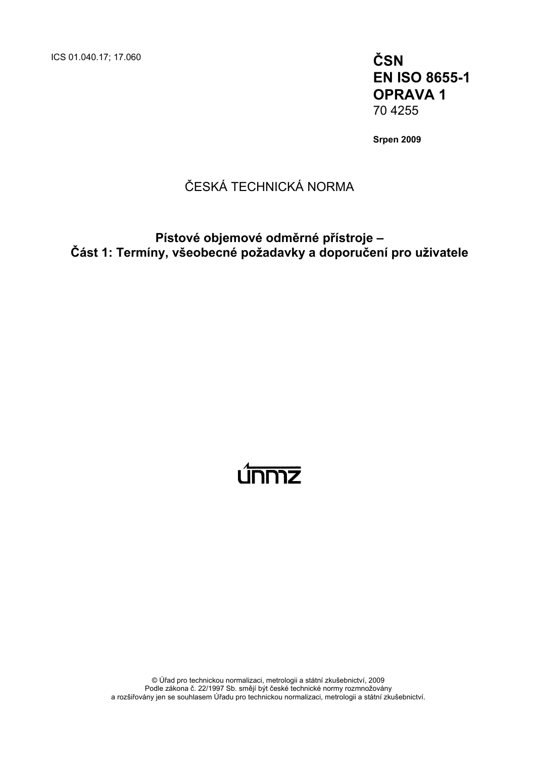ICS 01.040.17; 17.060

**ČSN**
**EN ISO 8655-1**
**OPRAVA 1**
70 4255

**Srpen 2009**

ČESKÁ TECHNICKÁ NORMA

# Pístové objemové odměrné přístroje – Část 1: Termíny, všeobecné požadavky a doporučení pro uživatele

únmz

© Úřad pro technickou normalizaci, metrologii a státní zkušebnictví, 2009
Podle zákona č. 22/1997 Sb. smějí být české technické normy rozmnožovány
a rozšiřovány jen se souhlasem Úřadu pro technickou normalizaci, metrologii a státní zkušebnictví.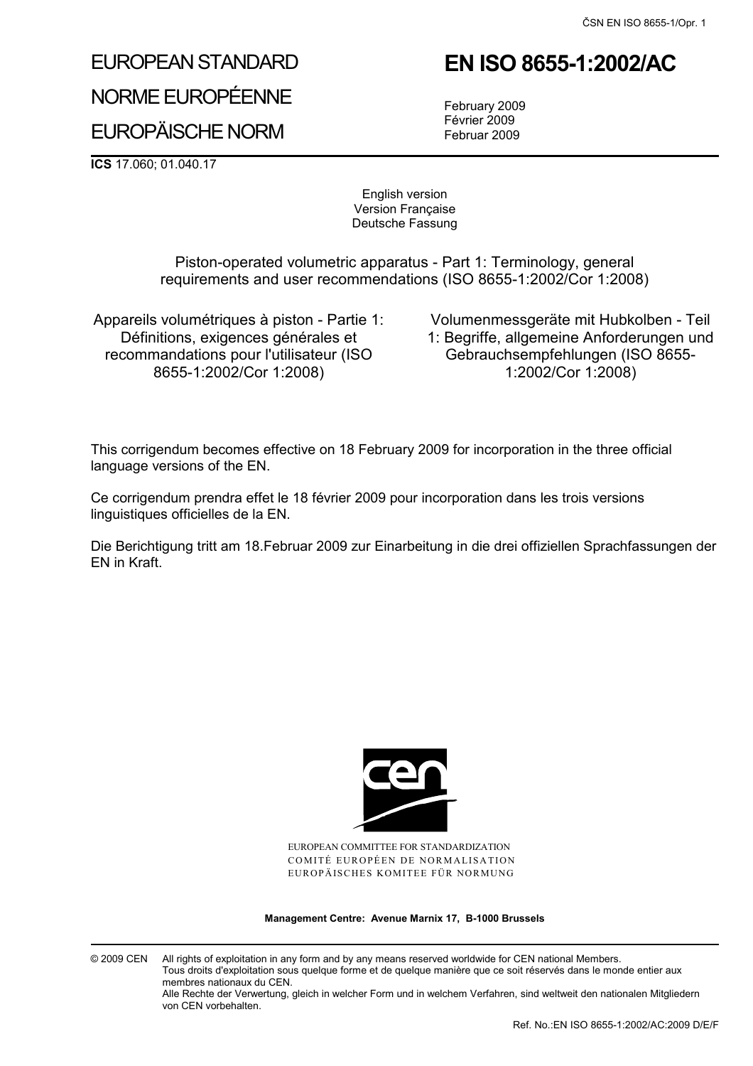# EUROPEAN STANDARD
# NORME EUROPÉENNE
# EUROPÄISCHE NORM

# EN ISO 8655-1:2002/AC

February 2009
Février 2009
Februar 2009

**ICS** 17.060; 01.040.17

English version
Version Française
Deutsche Fassung

Piston-operated volumetric apparatus - Part 1: Terminology, general requirements and user recommendations (ISO 8655-1:2002/Cor 1:2008)

Appareils volumétriques à piston - Partie 1: Définitions, exigences générales et recommandations pour l'utilisateur (ISO 8655-1:2002/Cor 1:2008)

Volumenmessgeräte mit Hubkolben - Teil 1: Begriffe, allgemeine Anforderungen und Gebrauchsempfehlungen (ISO 8655-1:2002/Cor 1:2008)

This corrigendum becomes effective on 18 February 2009 for incorporation in the three official language versions of the EN.

Ce corrigendum prendra effet le 18 février 2009 pour incorporation dans les trois versions linguistiques officielles de la EN.

Die Berichtigung tritt am 18.Februar 2009 zur Einarbeitung in die drei offiziellen Sprachfassungen der EN in Kraft.

EUROPEAN COMMITTEE FOR STANDARDIZATION
COMITÉ EUROPÉEN DE NORMALISATION
EUROPÄISCHES KOMITEE FÜR NORMUNG

**Management Centre: Avenue Marnix 17, B-1000 Brussels**

© 2009 CEN All rights of exploitation in any form and by any means reserved worldwide for CEN national Members.
Tous droits d'exploitation sous quelque forme et de quelque manière que ce soit réservés dans le monde entier aux membres nationaux du CEN.
Alle Rechte der Verwertung, gleich in welcher Form und in welchem Verfahren, sind weltweit den nationalen Mitgliedern von CEN vorbehalten.

Ref. No.:EN ISO 8655-1:2002/AC:2009 D/E/F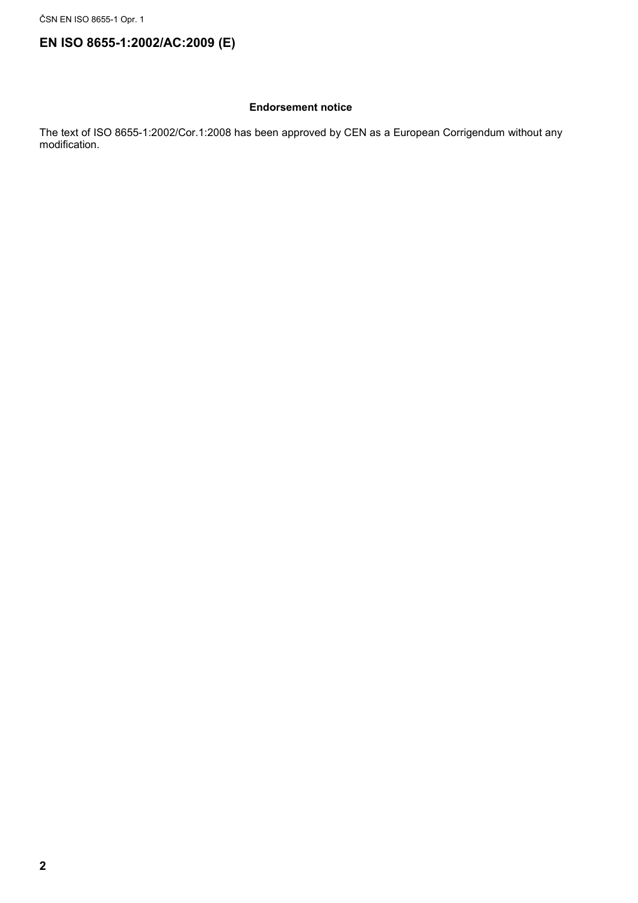# EN ISO 8655-1:2002/AC:2009 (E)

**Endorsement notice**

The text of ISO 8655-1:2002/Cor.1:2008 has been approved by CEN as a European Corrigendum without any modification.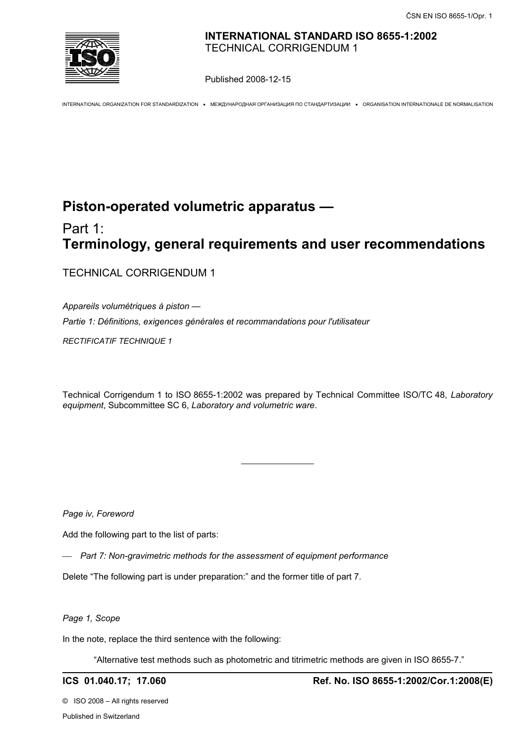**INTERNATIONAL STANDARD ISO 8655-1:2002**
TECHNICAL CORRIGENDUM 1

Published 2008-12-15

INTERNATIONAL ORGANIZATION FOR STANDARDIZATION • МЕЖДУНАРОДНАЯ ОРГАНИЗАЦИЯ ПО СТАНДАРТИЗАЦИИ • ORGANISATION INTERNATIONALE DE NORMALISATION

# Piston-operated volumetric apparatus —

## Part 1: Terminology, general requirements and user recommendations

TECHNICAL CORRIGENDUM 1

*Appareils volumétriques à piston —*

*Partie 1: Définitions, exigences générales et recommandations pour l'utilisateur*

*RECTIFICATIF TECHNIQUE 1*

Technical Corrigendum 1 to ISO 8655-1:2002 was prepared by Technical Committee ISO/TC 48, *Laboratory equipment*, Subcommittee SC 6, *Laboratory and volumetric ware*.

---

*Page iv, Foreword*

Add the following part to the list of parts:

— *Part 7: Non-gravimetric methods for the assessment of equipment performance*

Delete "The following part is under preparation:" and the former title of part 7.

*Page 1, Scope*

In the note, replace the third sentence with the following:

> "Alternative test methods such as photometric and titrimetric methods are given in ISO 8655-7."

**ICS 01.040.17; 17.060** **Ref. No. ISO 8655-1:2002/Cor.1:2008(E)**

© ISO 2008 – All rights reserved

Published in Switzerland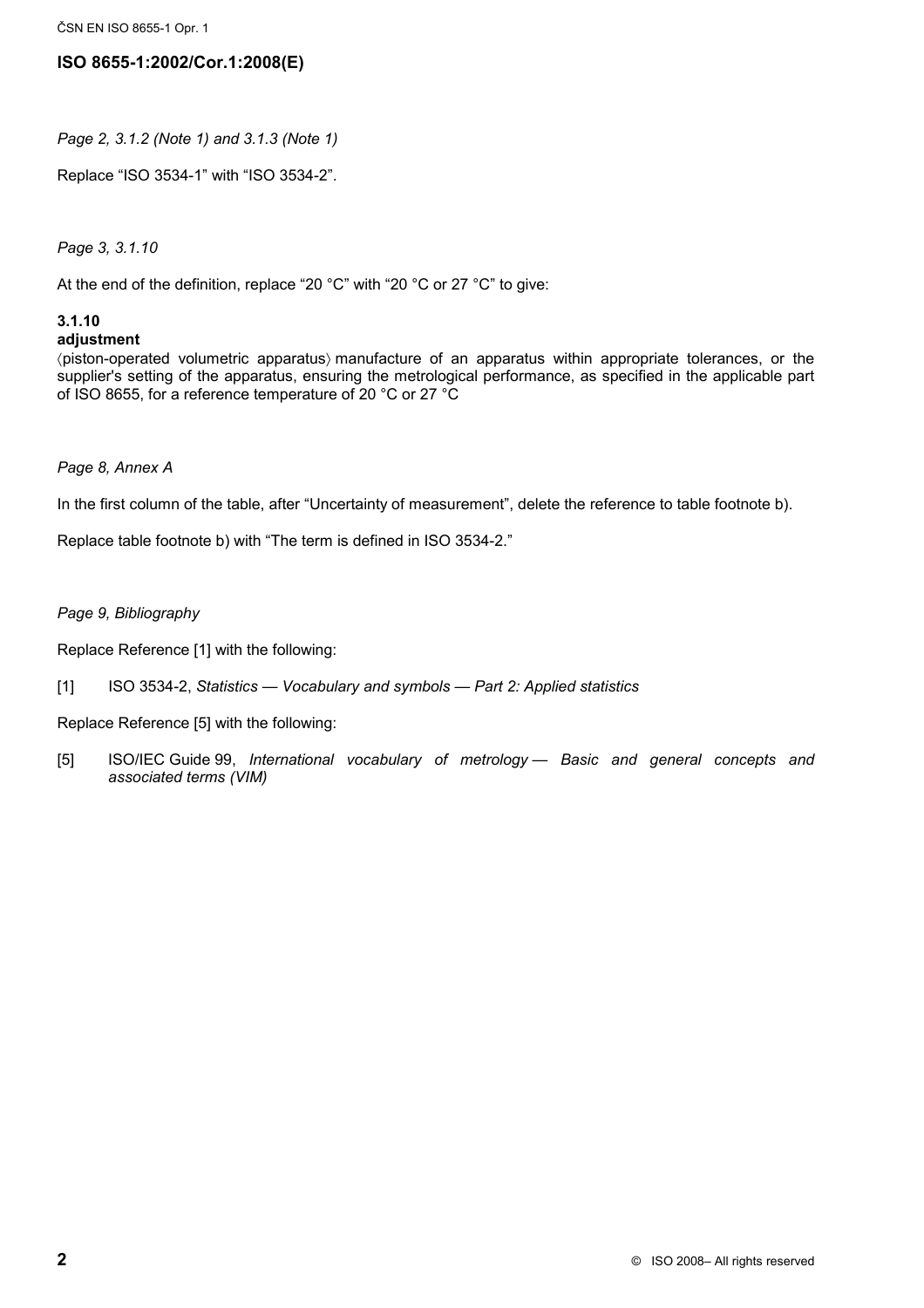## ISO 8655-1:2002/Cor.1:2008(E)

*Page 2, 3.1.2 (Note 1) and 3.1.3 (Note 1)*

Replace “ISO 3534-1” with “ISO 3534-2”.

*Page 3, 3.1.10*

At the end of the definition, replace “20 °C” with “20 °C or 27 °C” to give:

**3.1.10**
**adjustment**
⟨piston-operated volumetric apparatus⟩ manufacture of an apparatus within appropriate tolerances, or the supplier's setting of the apparatus, ensuring the metrological performance, as specified in the applicable part of ISO 8655, for a reference temperature of 20 °C or 27 °C

*Page 8, Annex A*

In the first column of the table, after “Uncertainty of measurement”, delete the reference to table footnote b).

Replace table footnote b) with “The term is defined in ISO 3534-2.”

*Page 9, Bibliography*

Replace Reference [1] with the following:

[1] ISO 3534-2, *Statistics — Vocabulary and symbols — Part 2: Applied statistics*

Replace Reference [5] with the following:

[5] ISO/IEC Guide 99, *International vocabulary of metrology — Basic and general concepts and associated terms (VIM)*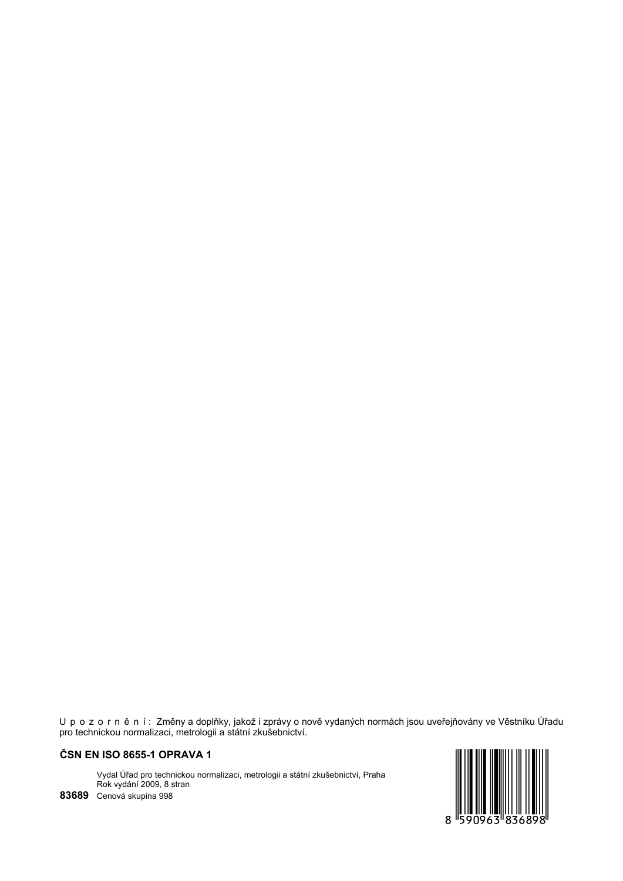U p o z o r n ě n í : Změny a doplňky, jakož i zprávy o nově vydaných normách jsou uveřejňovány ve Věstníku Úřadu pro technickou normalizaci, metrologii a státní zkušebnictví.

**ČSN EN ISO 8655-1 OPRAVA 1**

Vydal Úřad pro technickou normalizaci, metrologii a státní zkušebnictví, Praha
Rok vydání 2009, 8 stran

**83689** Cenová skupina 998

8 590963 836898